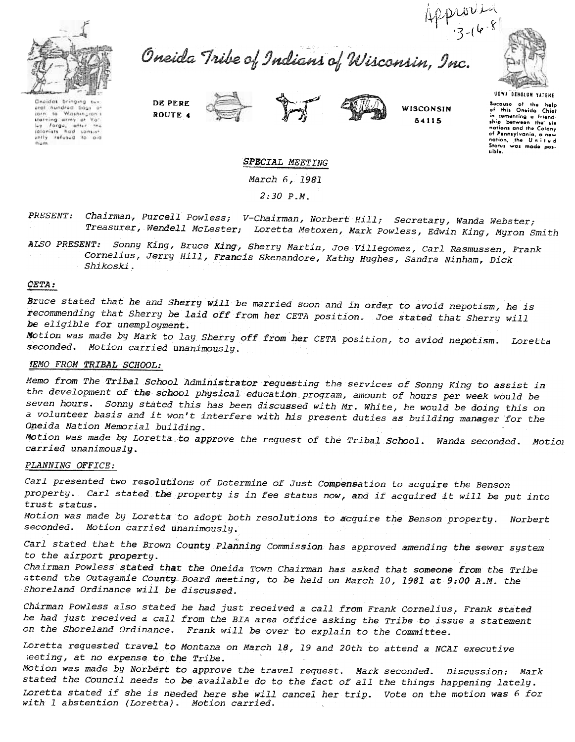Approved 3-16-81

# Oneida Tribe of Indians of Wisconsin, Inc.

Oneidas bringing several hundred bags of corn to Washington's starving army at Valley Forge, after the colonists had consistently refused to aid them.

DE PERE
ROUTE 4

WISCONSIN
54115

UGWA DEHOLUN YATEHE

Because of the help of this Oneida Chief in cementing a friendship between the six nations and the Colony of Pennsylvania, a new nation, the United States was made possible.

## *SPECIAL MEETING*

*March 6, 1981*

*2:30 P.M.*

*PRESENT: Chairman, Purcell Powless; V-Chairman, Norbert Hill; Secretary, Wanda Webster; Treasurer, Wendell McLester; Loretta Metoxen, Mark Powless, Edwin King, Myron Smith*

*ALSO PRESENT: Sonny King, Bruce King, Sherry Martin, Joe Villegomez, Carl Rasmussen, Frank Cornelius, Jerry Hill, Francis Skenandore, Kathy Hughes, Sandra Ninham, Dick Shikoski.*

*CETA:*

*Bruce stated that he and Sherry will be married soon and in order to avoid nepotism, he is recommending that Sherry be laid off from her CETA position. Joe stated that Sherry will be eligible for unemployment.*

*Motion was made by Mark to lay Sherry off from her CETA position, to aviod nepotism. Loretta seconded. Motion carried unanimously.*

*MEMO FROM TRIBAL SCHOOL:*

*Memo from The Tribal School Administrator requesting the services of Sonny King to assist in the development of the school physical education program, amount of hours per week would be seven hours. Sonny stated this has been discussed with Mr. White, he would be doing this on a volunteer basis and it won't interfere with his present duties as building manager for the Oneida Nation Memorial building.*

*Motion was made by Loretta to approve the request of the Tribal School. Wanda seconded. Motion carried unanimously.*

*PLANNING OFFICE:*

*Carl presented two resolutions of Determine of Just Compensation to acquire the Benson property. Carl stated the property is in fee status now, and if acquired it will be put into trust status.*

*Motion was made by Loretta to adopt both resolutions to acquire the Benson property. Norbert seconded. Motion carried unanimously.*

*Carl stated that the Brown County Planning Commission has approved amending the sewer system to the airport property.*

*Chairman Powless stated that the Oneida Town Chairman has asked that someone from the Tribe attend the Outagamie County Board meeting, to be held on March 10, 1981 at 9:00 A.M. the Shoreland Ordinance will be discussed.*

*Chirman Powless also stated he had just received a call from Frank Cornelius, Frank stated he had just received a call from the BIA area office asking the Tribe to issue a statement on the Shoreland Ordinance. Frank will be over to explain to the Committee.*

*Loretta requested travel to Montana on March 18, 19 and 20th to attend a NCAI executive meeting, at no expense to the Tribe.*

*Motion was made by Norbert to approve the travel request. Mark seconded. Discussion: Mark stated the Council needs to be available do to the fact of all the things happening lately. Loretta stated if she is needed here she will cancel her trip. Vote on the motion was 6 for with 1 abstention (Loretta). Motion carried.*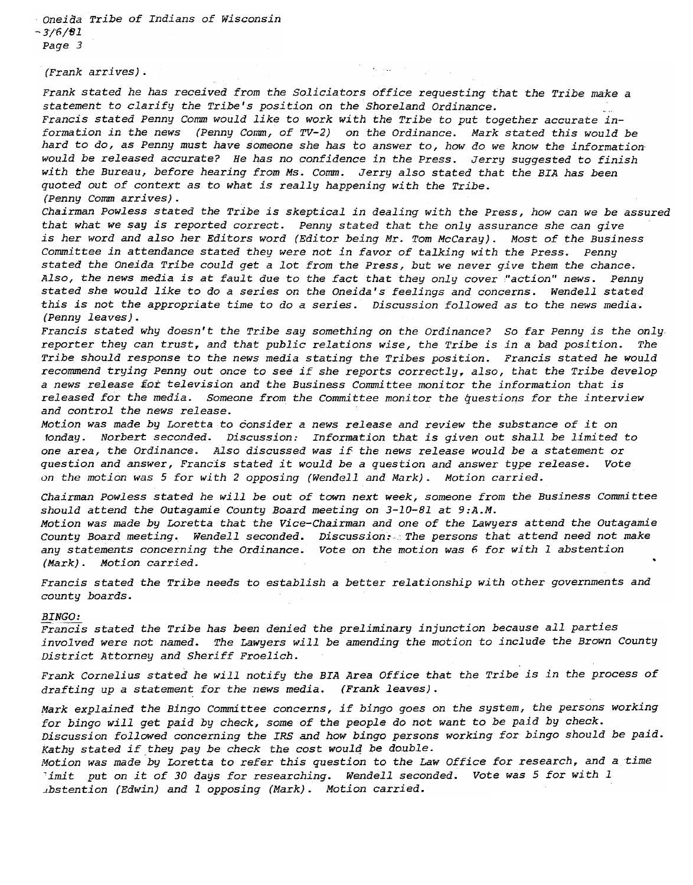*(Frank arrives).*

*Frank stated he has received from the Soliciators office requesting that the Tribe make a statement to clarify the Tribe's position on the Shoreland Ordinance.*
*Francis stated Penny Comm would like to work with the Tribe to put together accurate information in the news (Penny Comm, of TV-2) on the Ordinance. Mark stated this would be hard to do, as Penny must have someone she has to answer to, how do we know the information would be released accurate? He has no confidence in the Press. Jerry suggested to finish with the Bureau, before hearing from Ms. Comm. Jerry also stated that the BIA has been quoted out of context as to what is really happening with the Tribe.*
*(Penny Comm arrives).*
*Chairman Powless stated the Tribe is skeptical in dealing with the Press, how can we be assured that what we say is reported correct. Penny stated that the only assurance she can give is her word and also her Editors word (Editor being Mr. Tom McCaray). Most of the Business Committee in attendance stated they were not in favor of talking with the Press. Penny stated the Oneida Tribe could get a lot from the Press, but we never give them the chance. Also, the news media is at fault due to the fact that they only cover "action" news. Penny stated she would like to do a series on the Oneida's feelings and concerns. Wendell stated this is not the appropriate time to do a series. Discussion followed as to the news media.*
*(Penny leaves).*
*Francis stated why doesn't the Tribe say something on the Ordinance? So far Penny is the only reporter they can trust, and that public relations wise, the Tribe is in a bad position. The Tribe should response to the news media stating the Tribes position. Francis stated he would recommend trying Penny out once to see if she reports correctly, also, that the Tribe develop a news release for television and the Business Committee monitor the information that is released for the media. Someone from the Committee monitor the questions for the interview and control the news release.*
*Motion was made by Loretta to consider a news release and review the substance of it on Monday. Norbert seconded. Discussion: Information that is given out shall be limited to one area, the Ordinance. Also discussed was if the news release would be a statement or question and answer, Francis stated it would be a question and answer type release. Vote on the motion was 5 for with 2 opposing (Wendell and Mark). Motion carried.*

*Chairman Powless stated he will be out of town next week, someone from the Business Committee should attend the Outagamie County Board meeting on 3-10-81 at 9:A.M.*
*Motion was made by Loretta that the Vice-Chairman and one of the Lawyers attend the Outagamie County Board meeting. Wendell seconded. Discussion: The persons that attend need not make any statements concerning the Ordinance. Vote on the motion was 6 for with 1 abstention (Mark). Motion carried.*

*Francis stated the Tribe needs to establish a better relationship with other governments and county boards.*

*__BINGO:__*
*Francis stated the Tribe has been denied the preliminary injunction because all parties involved were not named. The Lawyers will be amending the motion to include the Brown County District Attorney and Sheriff Froelich.*

*Frank Cornelius stated he will notify the BIA Area Office that the Tribe is in the process of drafting up a statement for the news media. (Frank leaves).*

*Mark explained the Bingo Committee concerns, if bingo goes on the system, the persons working for bingo will get paid by check, some of the people do not want to be paid by check. Discussion followed concerning the IRS and how bingo persons working for bingo should be paid. Kathy stated if they pay be check the cost would be double.*
*Motion was made by Loretta to refer this question to the Law Office for research, and a time limit put on it of 30 days for researching. Wendell seconded. Vote was 5 for with 1 abstention (Edwin) and 1 opposing (Mark). Motion carried.*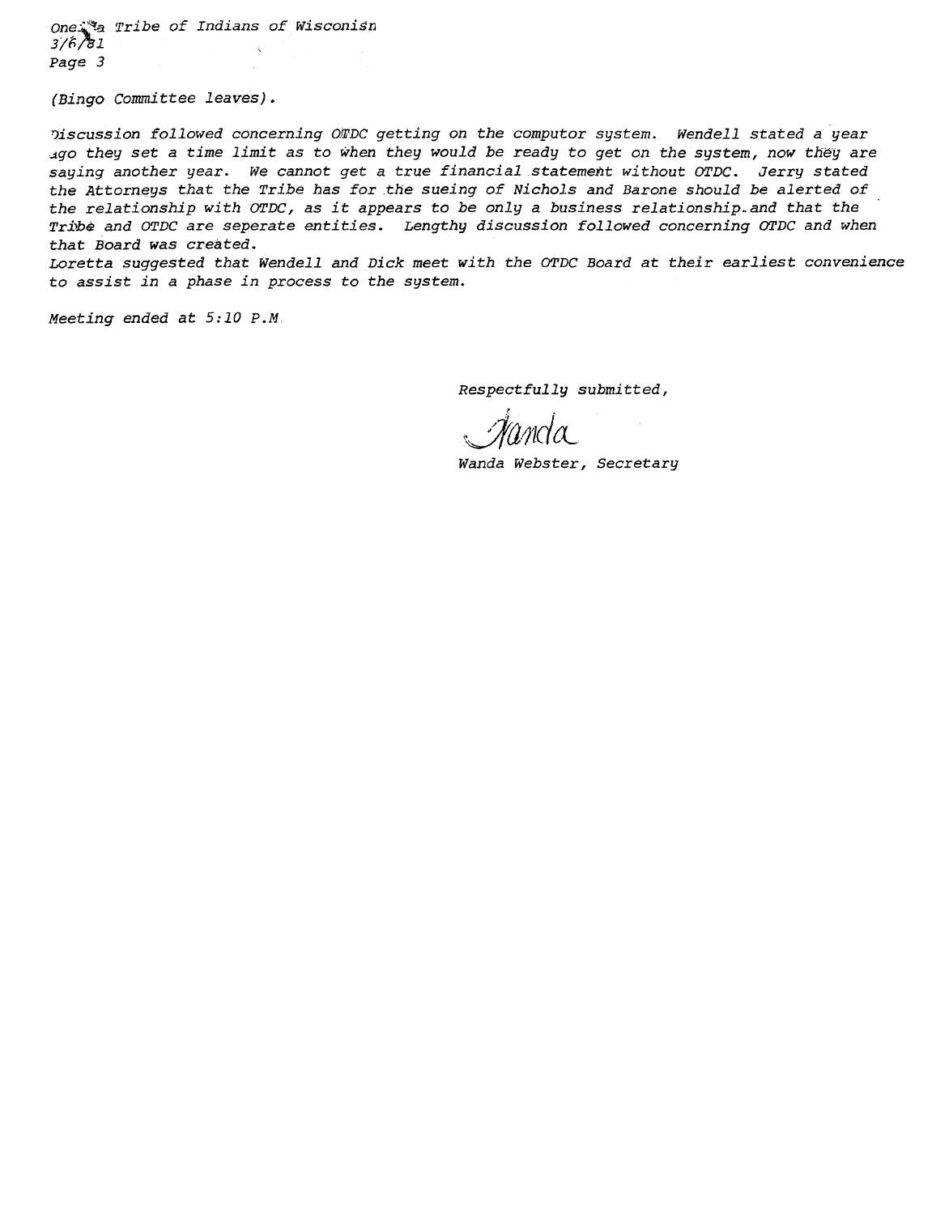(Bingo Committee leaves).

Discussion followed concerning OTDC getting on the computor system. Wendell stated a year ago they set a time limit as to when they would be ready to get on the system, now they are saying another year. We cannot get a true financial statement without OTDC. Jerry stated the Attorneys that the Tribe has for the sueing of Nichols and Barone should be alerted of the relationship with OTDC, as it appears to be only a business relationship and that the Tribe and OTDC are seperate entities. Lengthy discussion followed concerning OTDC and when that Board was created.
Loretta suggested that Wendell and Dick meet with the OTDC Board at their earliest convenience to assist in a phase in process to the system.

Meeting ended at 5:10 P.M.

Respectfully submitted,

Wanda

Wanda Webster, Secretary